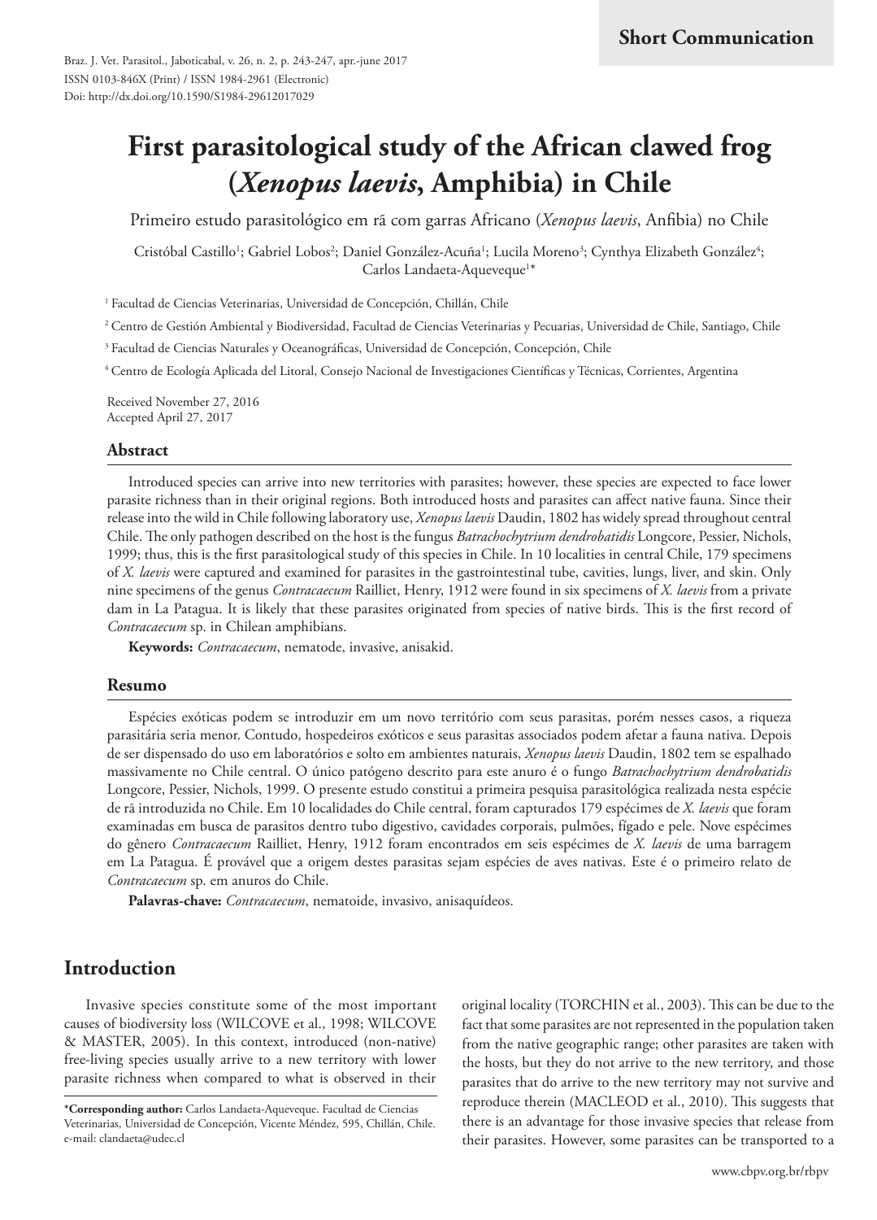Short Communication

Braz. J. Vet. Parasitol., Jaboticabal, v. 26, n. 2, p. 243-247, apr.-june 2017
ISSN 0103-846X (Print) / ISSN 1984-2961 (Electronic)
Doi: http://dx.doi.org/10.1590/S1984-29612017029

# First parasitological study of the African clawed frog (*Xenopus laevis*, Amphibia) in Chile

Primeiro estudo parasitológico em rã com garras Africano (*Xenopus laevis*, Anfibia) no Chile

Cristóbal Castillo[1]; Gabriel Lobos[2]; Daniel González-Acuña[1]; Lucila Moreno[3]; Cynthya Elizabeth González[4]; Carlos Landaeta-Aqueveque[1]*

[1] Facultad de Ciencias Veterinarias, Universidad de Concepción, Chillán, Chile

[2] Centro de Gestión Ambiental y Biodiversidad, Facultad de Ciencias Veterinarias y Pecuarias, Universidad de Chile, Santiago, Chile

[3] Facultad de Ciencias Naturales y Oceanográficas, Universidad de Concepción, Concepción, Chile

[4] Centro de Ecología Aplicada del Litoral, Consejo Nacional de Investigaciones Científicas y Técnicas, Corrientes, Argentina

Received November 27, 2016
Accepted April 27, 2017

## Abstract

Introduced species can arrive into new territories with parasites; however, these species are expected to face lower parasite richness than in their original regions. Both introduced hosts and parasites can affect native fauna. Since their release into the wild in Chile following laboratory use, *Xenopus laevis* Daudin, 1802 has widely spread throughout central Chile. The only pathogen described on the host is the fungus *Batrachochytrium dendrobatidis* Longcore, Pessier, Nichols, 1999; thus, this is the first parasitological study of this species in Chile. In 10 localities in central Chile, 179 specimens of *X. laevis* were captured and examined for parasites in the gastrointestinal tube, cavities, lungs, liver, and skin. Only nine specimens of the genus *Contracaecum* Railliet, Henry, 1912 were found in six specimens of *X. laevis* from a private dam in La Patagua. It is likely that these parasites originated from species of native birds. This is the first record of *Contracaecum* sp. in Chilean amphibians.

**Keywords:** *Contracaecum*, nematode, invasive, anisakid.

## Resumo

Espécies exóticas podem se introduzir em um novo território com seus parasitas, porém nesses casos, a riqueza parasitária seria menor. Contudo, hospedeiros exóticos e seus parasitas associados podem afetar a fauna nativa. Depois de ser dispensado do uso em laboratórios e solto em ambientes naturais, *Xenopus laevis* Daudin, 1802 tem se espalhado massivamente no Chile central. O único patógeno descrito para este anuro é o fungo *Batrachochytrium dendrobatidis* Longcore, Pessier, Nichols, 1999. O presente estudo constitui a primeira pesquisa parasitológica realizada nesta espécie de rã introduzida no Chile. Em 10 localidades do Chile central, foram capturados 179 espécimes de *X. laevis* que foram examinadas em busca de parasitos dentro tubo digestivo, cavidades corporais, pulmões, fígado e pele. Nove espécimes do gênero *Contracaecum* Railliet, Henry, 1912 foram encontrados em seis espécimes de *X. laevis* de uma barragem em La Patagua. É provável que a origem destes parasitas sejam espécies de aves nativas. Este é o primeiro relato de *Contracaecum* sp. em anuros do Chile.

**Palavras-chave:** *Contracaecum*, nematoide, invasivo, anisaquídeos.

## Introduction

Invasive species constitute some of the most important causes of biodiversity loss (WILCOVE et al., 1998; WILCOVE & MASTER, 2005). In this context, introduced (non-native) free-living species usually arrive to a new territory with lower parasite richness when compared to what is observed in their original locality (TORCHIN et al., 2003). This can be due to the fact that some parasites are not represented in the population taken from the native geographic range; other parasites are taken with the hosts, but they do not arrive to the new territory, and those parasites that do arrive to the new territory may not survive and reproduce therein (MACLEOD et al., 2010). This suggests that there is an advantage for those invasive species that release from their parasites. However, some parasites can be transported to a

\*Corresponding author: Carlos Landaeta-Aqueveque. Facultad de Ciencias Veterinarias, Universidad de Concepción, Vicente Méndez, 595, Chillán, Chile. e-mail: clandaeta@udec.cl

www.cbpv.org.br/rbpv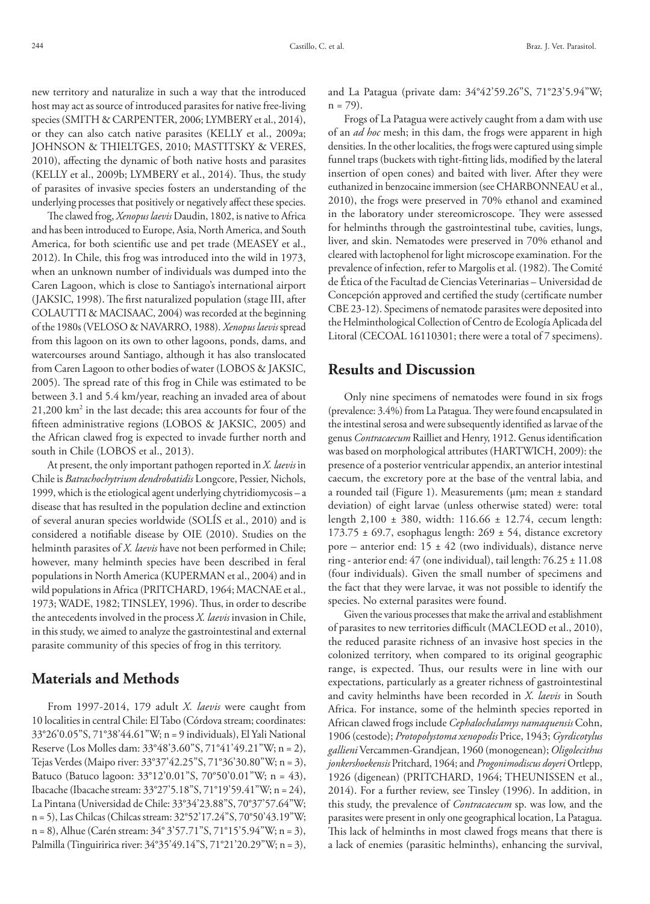new territory and naturalize in such a way that the introduced host may act as source of introduced parasites for native free-living species (SMITH & CARPENTER, 2006; LYMBERY et al., 2014), or they can also catch native parasites (KELLY et al., 2009a; JOHNSON & THIELTGES, 2010; MASTITSKY & VERES, 2010), affecting the dynamic of both native hosts and parasites (KELLY et al., 2009b; LYMBERY et al., 2014). Thus, the study of parasites of invasive species fosters an understanding of the underlying processes that positively or negatively affect these species.

The clawed frog, *Xenopus laevis* Daudin, 1802, is native to Africa and has been introduced to Europe, Asia, North America, and South America, for both scientific use and pet trade (MEASEY et al., 2012). In Chile, this frog was introduced into the wild in 1973, when an unknown number of individuals was dumped into the Caren Lagoon, which is close to Santiago's international airport (JAKSIC, 1998). The first naturalized population (stage III, after COLAUTTI & MACISAAC, 2004) was recorded at the beginning of the 1980s (VELOSO & NAVARRO, 1988). *Xenopus laevis* spread from this lagoon on its own to other lagoons, ponds, dams, and watercourses around Santiago, although it has also translocated from Caren Lagoon to other bodies of water (LOBOS & JAKSIC, 2005). The spread rate of this frog in Chile was estimated to be between 3.1 and 5.4 km/year, reaching an invaded area of about 21,200 $km^2$ in the last decade; this area accounts for four of the fifteen administrative regions (LOBOS & JAKSIC, 2005) and the African clawed frog is expected to invade further north and south in Chile (LOBOS et al., 2013).

At present, the only important pathogen reported in *X. laevis* in Chile is *Batrachochytrium dendrobatidis* Longcore, Pessier, Nichols, 1999, which is the etiological agent underlying chytridiomycosis – a disease that has resulted in the population decline and extinction of several anuran species worldwide (SOLÍS et al., 2010) and is considered a notifiable disease by OIE (2010). Studies on the helminth parasites of *X. laevis* have not been performed in Chile; however, many helminth species have been described in feral populations in North America (KUPERMAN et al., 2004) and in wild populations in Africa (PRITCHARD, 1964; MACNAE et al., 1973; WADE, 1982; TINSLEY, 1996). Thus, in order to describe the antecedents involved in the process *X. laevis* invasion in Chile, in this study, we aimed to analyze the gastrointestinal and external parasite community of this species of frog in this territory.

## Materials and Methods

From 1997-2014, 179 adult *X. laevis* were caught from 10 localities in central Chile: El Tabo (Córdova stream; coordinates: 33°26'0.05"S, 71°38'44.61"W; n = 9 individuals), El Yali National Reserve (Los Molles dam: 33°48'3.60"S, 71°41'49.21"W; n = 2), Tejas Verdes (Maipo river: 33°37'42.25"S, 71°36'30.80"W; n = 3), Batuco (Batuco lagoon: 33°12'0.01"S, 70°50'0.01"W; n = 43), Ibacache (Ibacache stream: 33°27'5.18"S, 71°19'59.41"W; n = 24), La Pintana (Universidad de Chile: 33°34'23.88"S, 70°37'57.64"W; n = 5), Las Chilcas (Chilcas stream: 32°52'17.24"S, 70°50'43.19"W; n = 8), Alhue (Carén stream: 34° 3'57.71"S, 71°15'5.94"W; n = 3), Palmilla (Tinguiririca river: 34°35'49.14"S, 71°21'20.29"W; n = 3), and La Patagua (private dam: 34°42'59.26"S, 71°23'5.94"W; n = 79).

Frogs of La Patagua were actively caught from a dam with use of an *ad hoc* mesh; in this dam, the frogs were apparent in high densities. In the other localities, the frogs were captured using simple funnel traps (buckets with tight-fitting lids, modified by the lateral insertion of open cones) and baited with liver. After they were euthanized in benzocaine immersion (see CHARBONNEAU et al., 2010), the frogs were preserved in 70% ethanol and examined in the laboratory under stereomicroscope. They were assessed for helminths through the gastrointestinal tube, cavities, lungs, liver, and skin. Nematodes were preserved in 70% ethanol and cleared with lactophenol for light microscope examination. For the prevalence of infection, refer to Margolis et al. (1982). The Comité de Ética of the Facultad de Ciencias Veterinarias – Universidad de Concepción approved and certified the study (certificate number CBE 23-12). Specimens of nematode parasites were deposited into the Helminthological Collection of Centro de Ecología Aplicada del Litoral (CECOAL 16110301; there were a total of 7 specimens).

## Results and Discussion

Only nine specimens of nematodes were found in six frogs (prevalence: 3.4%) from La Patagua. They were found encapsulated in the intestinal serosa and were subsequently identified as larvae of the genus *Contracaecum* Railliet and Henry, 1912. Genus identification was based on morphological attributes (HARTWICH, 2009): the presence of a posterior ventricular appendix, an anterior intestinal caecum, the excretory pore at the base of the ventral labia, and a rounded tail (Figure 1). Measurements (µm; mean ± standard deviation) of eight larvae (unless otherwise stated) were: total length 2,100 ± 380, width: 116.66 ± 12.74, cecum length: 173.75 ± 69.7, esophagus length: 269 ± 54, distance excretory pore – anterior end: 15 ± 42 (two individuals), distance nerve ring - anterior end: 47 (one individual), tail length: 76.25 ± 11.08 (four individuals). Given the small number of specimens and the fact that they were larvae, it was not possible to identify the species. No external parasites were found.

Given the various processes that make the arrival and establishment of parasites to new territories difficult (MACLEOD et al., 2010), the reduced parasite richness of an invasive host species in the colonized territory, when compared to its original geographic range, is expected. Thus, our results were in line with our expectations, particularly as a greater richness of gastrointestinal and cavity helminths have been recorded in *X. laevis* in South Africa. For instance, some of the helminth species reported in African clawed frogs include *Cephalochalamys namaquensis* Cohn, 1906 (cestode); *Protopolystoma xenopodis* Price, 1943; *Gyrdicotylus gallieni* Vercammen-Grandjean, 1960 (monogenean); *Oligolecithus jonkershoekensis* Pritchard, 1964; and *Progonimodiscus doyeri* Ortlepp, 1926 (digenean) (PRITCHARD, 1964; THEUNISSEN et al., 2014). For a further review, see Tinsley (1996). In addition, in this study, the prevalence of *Contracaecum* sp. was low, and the parasites were present in only one geographical location, La Patagua. This lack of helminths in most clawed frogs means that there is a lack of enemies (parasitic helminths), enhancing the survival,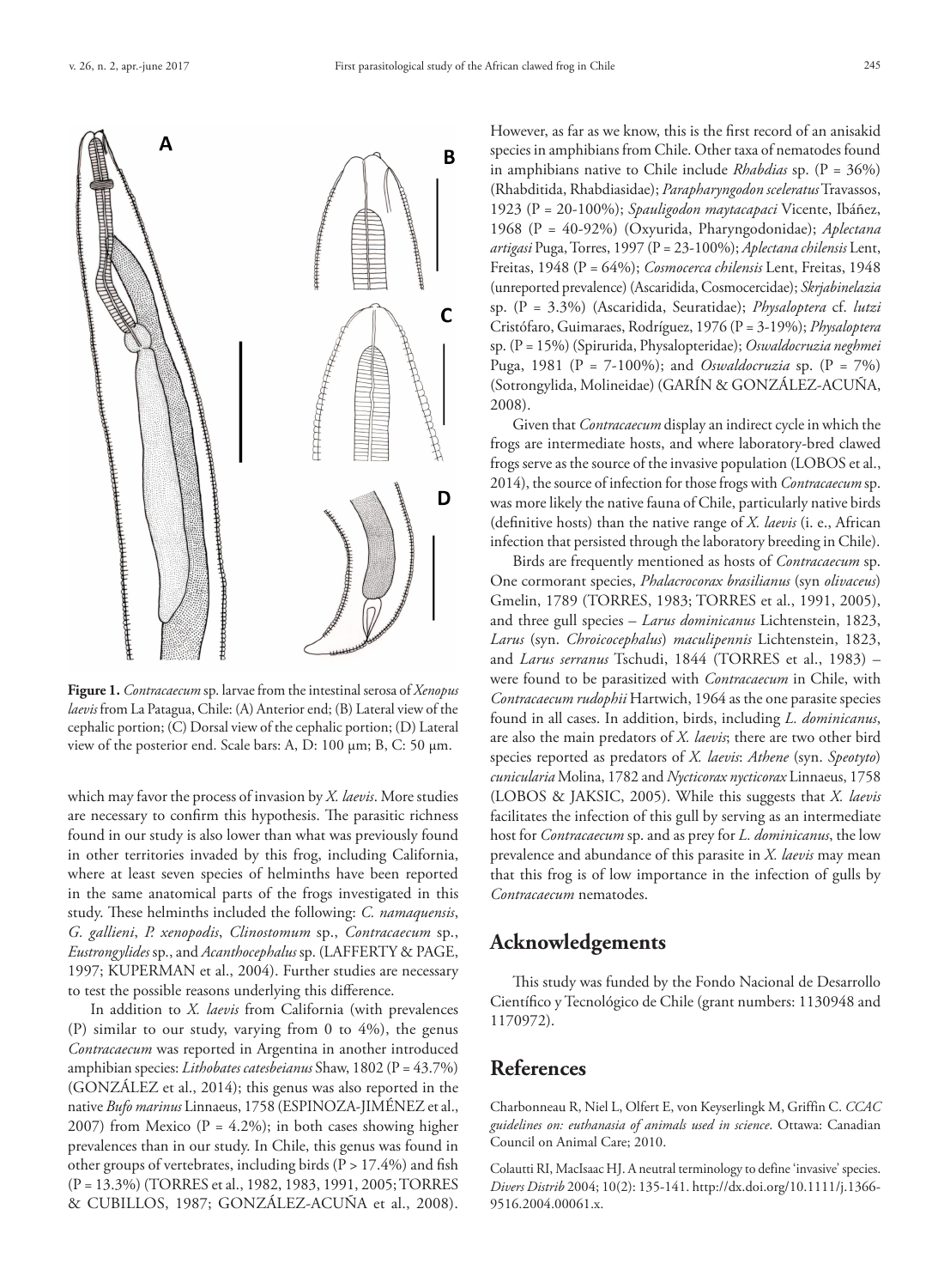**Figure 1.** *Contracaecum* sp. larvae from the intestinal serosa of *Xenopus laevis* from La Patagua, Chile: (A) Anterior end; (B) Lateral view of the cephalic portion; (C) Dorsal view of the cephalic portion; (D) Lateral view of the posterior end. Scale bars: A, D: 100 µm; B, C: 50 µm.

which may favor the process of invasion by *X. laevis*. More studies are necessary to confirm this hypothesis. The parasitic richness found in our study is also lower than what was previously found in other territories invaded by this frog, including California, where at least seven species of helminths have been reported in the same anatomical parts of the frogs investigated in this study. These helminths included the following: *C. namaquensis*, *G. gallieni*, *P. xenopodis*, *Clinostomum* sp., *Contracaecum* sp., *Eustrongylides* sp., and *Acanthocephalus* sp. (LAFFERTY & PAGE, 1997; KUPERMAN et al., 2004). Further studies are necessary to test the possible reasons underlying this difference.

In addition to *X. laevis* from California (with prevalences (P) similar to our study, varying from 0 to 4%), the genus *Contracaecum* was reported in Argentina in another introduced amphibian species: *Lithobates catesbeianus* Shaw, 1802 (P = 43.7%) (GONZÁLEZ et al., 2014); this genus was also reported in the native *Bufo marinus* Linnaeus, 1758 (ESPINOZA-JIMÉNEZ et al., 2007) from Mexico (P = 4.2%); in both cases showing higher prevalences than in our study. In Chile, this genus was found in other groups of vertebrates, including birds (P > 17.4%) and fish (P = 13.3%) (TORRES et al., 1982, 1983, 1991, 2005; TORRES & CUBILLOS, 1987; GONZÁLEZ-ACUÑA et al., 2008). However, as far as we know, this is the first record of an anisakid species in amphibians from Chile. Other taxa of nematodes found in amphibians native to Chile include *Rhabdias* sp. (P = 36%) (Rhabditida, Rhabdiasidae); *Parapharyngodon sceleratus* Travassos, 1923 (P = 20-100%); *Spauligodon maytacapaci* Vicente, Ibáñez, 1968 (P = 40-92%) (Oxyurida, Pharyngodonidae); *Aplectana artigasi* Puga, Torres, 1997 (P = 23-100%); *Aplectana chilensis* Lent, Freitas, 1948 (P = 64%); *Cosmocerca chilensis* Lent, Freitas, 1948 (unreported prevalence) (Ascaridida, Cosmocercidae); *Skrjabinelazia* sp. (P = 3.3%) (Ascaridida, Seuratidae); *Physaloptera* cf. *lutzi* Cristófaro, Guimaraes, Rodríguez, 1976 (P = 3-19%); *Physaloptera* sp. (P = 15%) (Spirurida, Physalopteridae); *Oswaldocruzia neghmei* Puga, 1981 (P = 7-100%); and *Oswaldocruzia* sp. (P = 7%) (Sotrongylida, Molineidae) (GARÍN & GONZÁLEZ-ACUÑA, 2008).

Given that *Contracaecum* display an indirect cycle in which the frogs are intermediate hosts, and where laboratory-bred clawed frogs serve as the source of the invasive population (LOBOS et al., 2014), the source of infection for those frogs with *Contracaecum* sp. was more likely the native fauna of Chile, particularly native birds (definitive hosts) than the native range of *X. laevis* (i. e., African infection that persisted through the laboratory breeding in Chile).

Birds are frequently mentioned as hosts of *Contracaecum* sp. One cormorant species, *Phalacrocorax brasilianus* (syn *olivaceus*) Gmelin, 1789 (TORRES, 1983; TORRES et al., 1991, 2005), and three gull species – *Larus dominicanus* Lichtenstein, 1823, *Larus* (syn. *Chroicocephalus*) *maculipennis* Lichtenstein, 1823, and *Larus serranus* Tschudi, 1844 (TORRES et al., 1983) – were found to be parasitized with *Contracaecum* in Chile, with *Contracaecum rudophii* Hartwich, 1964 as the one parasite species found in all cases. In addition, birds, including *L. dominicanus*, are also the main predators of *X. laevis*; there are two other bird species reported as predators of *X. laevis*: *Athene* (syn. *Speotyto*) *cunicularia* Molina, 1782 and *Nycticorax nycticorax* Linnaeus, 1758 (LOBOS & JAKSIC, 2005). While this suggests that *X. laevis* facilitates the infection of this gull by serving as an intermediate host for *Contracaecum* sp. and as prey for *L. dominicanus*, the low prevalence and abundance of this parasite in *X. laevis* may mean that this frog is of low importance in the infection of gulls by *Contracaecum* nematodes.

## Acknowledgements

This study was funded by the Fondo Nacional de Desarrollo Científico y Tecnológico de Chile (grant numbers: 1130948 and 1170972).

## References

Charbonneau R, Niel L, Olfert E, von Keyserlingk M, Griffin C. *CCAC guidelines on: euthanasia of animals used in science*. Ottawa: Canadian Council on Animal Care; 2010.

Colautti RI, MacIsaac HJ. A neutral terminology to define 'invasive' species. *Divers Distrib* 2004; 10(2): 135-141. http://dx.doi.org/10.1111/j.1366-9516.2004.00061.x.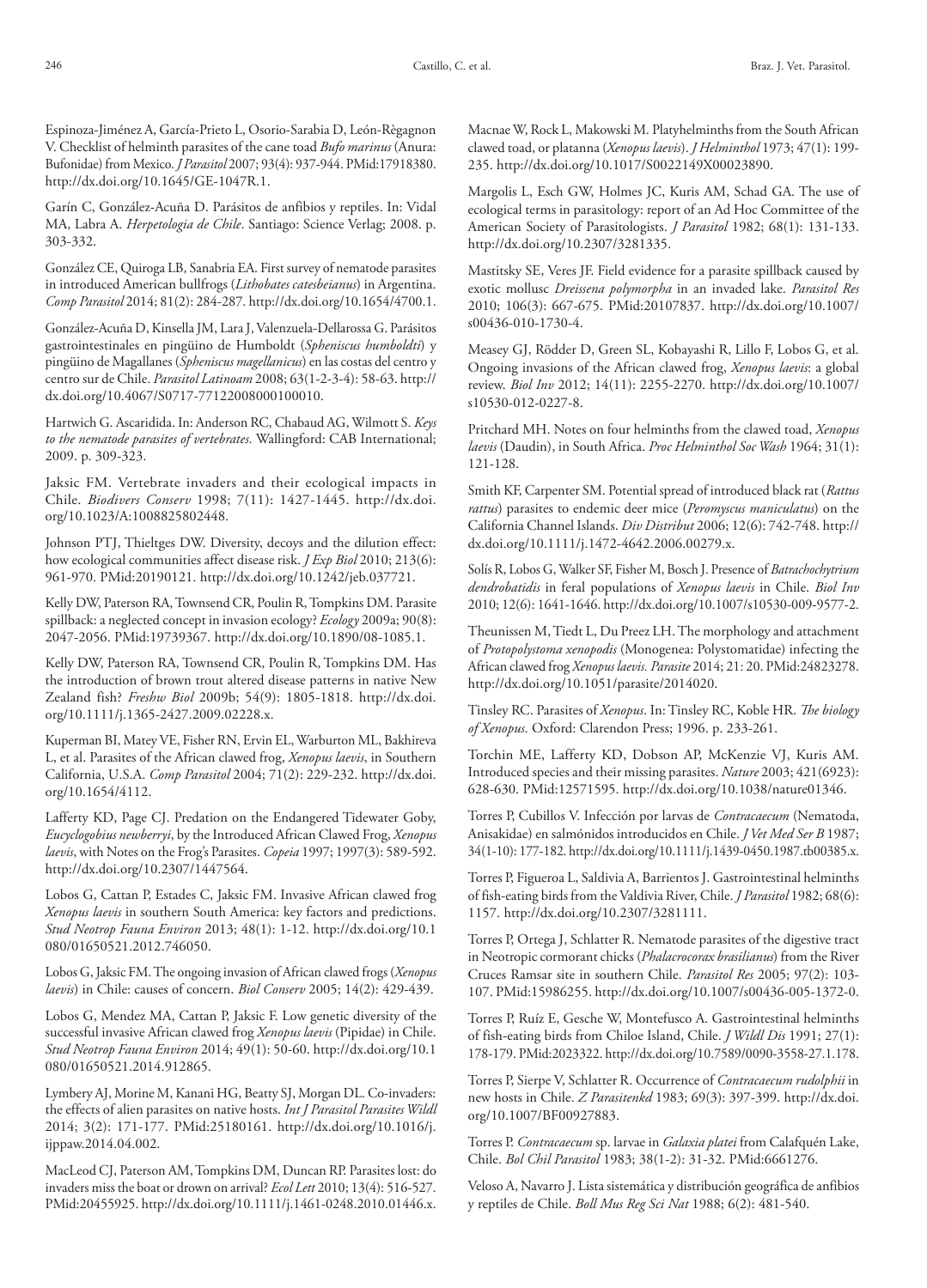Espinoza-Jiménez A, García-Prieto L, Osorio-Sarabia D, León-Règagnon V. Checklist of helminth parasites of the cane toad *Bufo marinus* (Anura: Bufonidae) from Mexico. *J Parasitol* 2007; 93(4): 937-944. PMid:17918380. http://dx.doi.org/10.1645/GE-1047R.1.

Garín C, González-Acuña D. Parásitos de anfibios y reptiles. In: Vidal MA, Labra A. *Herpetologia de Chile*. Santiago: Science Verlag; 2008. p. 303-332.

González CE, Quiroga LB, Sanabria EA. First survey of nematode parasites in introduced American bullfrogs (*Lithobates catesbeianus*) in Argentina. *Comp Parasitol* 2014; 81(2): 284-287. http://dx.doi.org/10.1654/4700.1.

González-Acuña D, Kinsella JM, Lara J, Valenzuela-Dellarossa G. Parásitos gastrointestinales en pingüino de Humboldt (*Spheniscus humboldti*) y pingüino de Magallanes (*Spheniscus magellanicus*) en las costas del centro y centro sur de Chile. *Parasitol Latinoam* 2008; 63(1-2-3-4): 58-63. http://dx.doi.org/10.4067/S0717-77122008000100010.

Hartwich G. Ascaridida. In: Anderson RC, Chabaud AG, Wilmott S. *Keys to the nematode parasites of vertebrates*. Wallingford: CAB International; 2009. p. 309-323.

Jaksic FM. Vertebrate invaders and their ecological impacts in Chile. *Biodivers Conserv* 1998; 7(11): 1427-1445. http://dx.doi.org/10.1023/A:1008825802448.

Johnson PTJ, Thieltges DW. Diversity, decoys and the dilution effect: how ecological communities affect disease risk. *J Exp Biol* 2010; 213(6): 961-970. PMid:20190121. http://dx.doi.org/10.1242/jeb.037721.

Kelly DW, Paterson RA, Townsend CR, Poulin R, Tompkins DM. Parasite spillback: a neglected concept in invasion ecology? *Ecology* 2009a; 90(8): 2047-2056. PMid:19739367. http://dx.doi.org/10.1890/08-1085.1.

Kelly DW, Paterson RA, Townsend CR, Poulin R, Tompkins DM. Has the introduction of brown trout altered disease patterns in native New Zealand fish? *Freshw Biol* 2009b; 54(9): 1805-1818. http://dx.doi.org/10.1111/j.1365-2427.2009.02228.x.

Kuperman BI, Matey VE, Fisher RN, Ervin EL, Warburton ML, Bakhireva L, et al. Parasites of the African clawed frog, *Xenopus laevis*, in Southern California, U.S.A. *Comp Parasitol* 2004; 71(2): 229-232. http://dx.doi.org/10.1654/4112.

Lafferty KD, Page CJ. Predation on the Endangered Tidewater Goby, *Eucyclogobius newberryi*, by the Introduced African Clawed Frog, *Xenopus laevis*, with Notes on the Frog's Parasites. *Copeia* 1997; 1997(3): 589-592. http://dx.doi.org/10.2307/1447564.

Lobos G, Cattan P, Estades C, Jaksic FM. Invasive African clawed frog *Xenopus laevis* in southern South America: key factors and predictions. *Stud Neotrop Fauna Environ* 2013; 48(1): 1-12. http://dx.doi.org/10.1080/01650521.2012.746050.

Lobos G, Jaksic FM. The ongoing invasion of African clawed frogs (*Xenopus laevis*) in Chile: causes of concern. *Biol Conserv* 2005; 14(2): 429-439.

Lobos G, Mendez MA, Cattan P, Jaksic F. Low genetic diversity of the successful invasive African clawed frog *Xenopus laevis* (Pipidae) in Chile. *Stud Neotrop Fauna Environ* 2014; 49(1): 50-60. http://dx.doi.org/10.1080/01650521.2014.912865.

Lymbery AJ, Morine M, Kanani HG, Beatty SJ, Morgan DL. Co-invaders: the effects of alien parasites on native hosts. *Int J Parasitol Parasites Wildl* 2014; 3(2): 171-177. PMid:25180161. http://dx.doi.org/10.1016/j.ijppaw.2014.04.002.

MacLeod CJ, Paterson AM, Tompkins DM, Duncan RP. Parasites lost: do invaders miss the boat or drown on arrival? *Ecol Lett* 2010; 13(4): 516-527. PMid:20455925. http://dx.doi.org/10.1111/j.1461-0248.2010.01446.x.

Macnae W, Rock L, Makowski M. Platyhelminths from the South African clawed toad, or platanna (*Xenopus laevis*). *J Helminthol* 1973; 47(1): 199-235. http://dx.doi.org/10.1017/S0022149X00023890.

Margolis L, Esch GW, Holmes JC, Kuris AM, Schad GA. The use of ecological terms in parasitology: report of an Ad Hoc Committee of the American Society of Parasitologists. *J Parasitol* 1982; 68(1): 131-133. http://dx.doi.org/10.2307/3281335.

Mastitsky SE, Veres JF. Field evidence for a parasite spillback caused by exotic mollusc *Dreissena polymorpha* in an invaded lake. *Parasitol Res* 2010; 106(3): 667-675. PMid:20107837. http://dx.doi.org/10.1007/s00436-010-1730-4.

Measey GJ, Rödder D, Green SL, Kobayashi R, Lillo F, Lobos G, et al. Ongoing invasions of the African clawed frog, *Xenopus laevis*: a global review. *Biol Inv* 2012; 14(11): 2255-2270. http://dx.doi.org/10.1007/s10530-012-0227-8.

Pritchard MH. Notes on four helminths from the clawed toad, *Xenopus laevis* (Daudin), in South Africa. *Proc Helminthol Soc Wash* 1964; 31(1): 121-128.

Smith KF, Carpenter SM. Potential spread of introduced black rat (*Rattus rattus*) parasites to endemic deer mice (*Peromyscus maniculatus*) on the California Channel Islands. *Div Distribut* 2006; 12(6): 742-748. http://dx.doi.org/10.1111/j.1472-4642.2006.00279.x.

Solís R, Lobos G, Walker SF, Fisher M, Bosch J. Presence of *Batrachochytrium dendrobatidis* in feral populations of *Xenopus laevis* in Chile. *Biol Inv* 2010; 12(6): 1641-1646. http://dx.doi.org/10.1007/s10530-009-9577-2.

Theunissen M, Tiedt L, Du Preez LH. The morphology and attachment of *Protopolystoma xenopodis* (Monogenea: Polystomatidae) infecting the African clawed frog *Xenopus laevis*. *Parasite* 2014; 21: 20. PMid:24823278. http://dx.doi.org/10.1051/parasite/2014020.

Tinsley RC. Parasites of *Xenopus*. In: Tinsley RC, Koble HR. *The biology of Xenopus*. Oxford: Clarendon Press; 1996. p. 233-261.

Torchin ME, Lafferty KD, Dobson AP, McKenzie VJ, Kuris AM. Introduced species and their missing parasites. *Nature* 2003; 421(6923): 628-630. PMid:12571595. http://dx.doi.org/10.1038/nature01346.

Torres P, Cubillos V. Infección por larvas de *Contracaecum* (Nematoda, Anisakidae) en salmónidos introducidos en Chile. *J Vet Med Ser B* 1987; 34(1-10): 177-182. http://dx.doi.org/10.1111/j.1439-0450.1987.tb00385.x.

Torres P, Figueroa L, Saldivia A, Barrientos J. Gastrointestinal helminths of fish-eating birds from the Valdivia River, Chile. *J Parasitol* 1982; 68(6): 1157. http://dx.doi.org/10.2307/3281111.

Torres P, Ortega J, Schlatter R. Nematode parasites of the digestive tract in Neotropic cormorant chicks (*Phalacrocorax brasilianus*) from the River Cruces Ramsar site in southern Chile. *Parasitol Res* 2005; 97(2): 103-107. PMid:15986255. http://dx.doi.org/10.1007/s00436-005-1372-0.

Torres P, Ruíz E, Gesche W, Montefusco A. Gastrointestinal helminths of fish-eating birds from Chiloe Island, Chile. *J Wildl Dis* 1991; 27(1): 178-179. PMid:2023322. http://dx.doi.org/10.7589/0090-3558-27.1.178.

Torres P, Sierpe V, Schlatter R. Occurrence of *Contracaecum rudolphii* in new hosts in Chile. *Z Parasitenkd* 1983; 69(3): 397-399. http://dx.doi.org/10.1007/BF00927883.

Torres P. *Contracaecum* sp. larvae in *Galaxia platei* from Calafquén Lake, Chile. *Bol Chil Parasitol* 1983; 38(1-2): 31-32. PMid:6661276.

Veloso A, Navarro J. Lista sistemática y distribución geográfica de anfibios y reptiles de Chile. *Boll Mus Reg Sci Nat* 1988; 6(2): 481-540.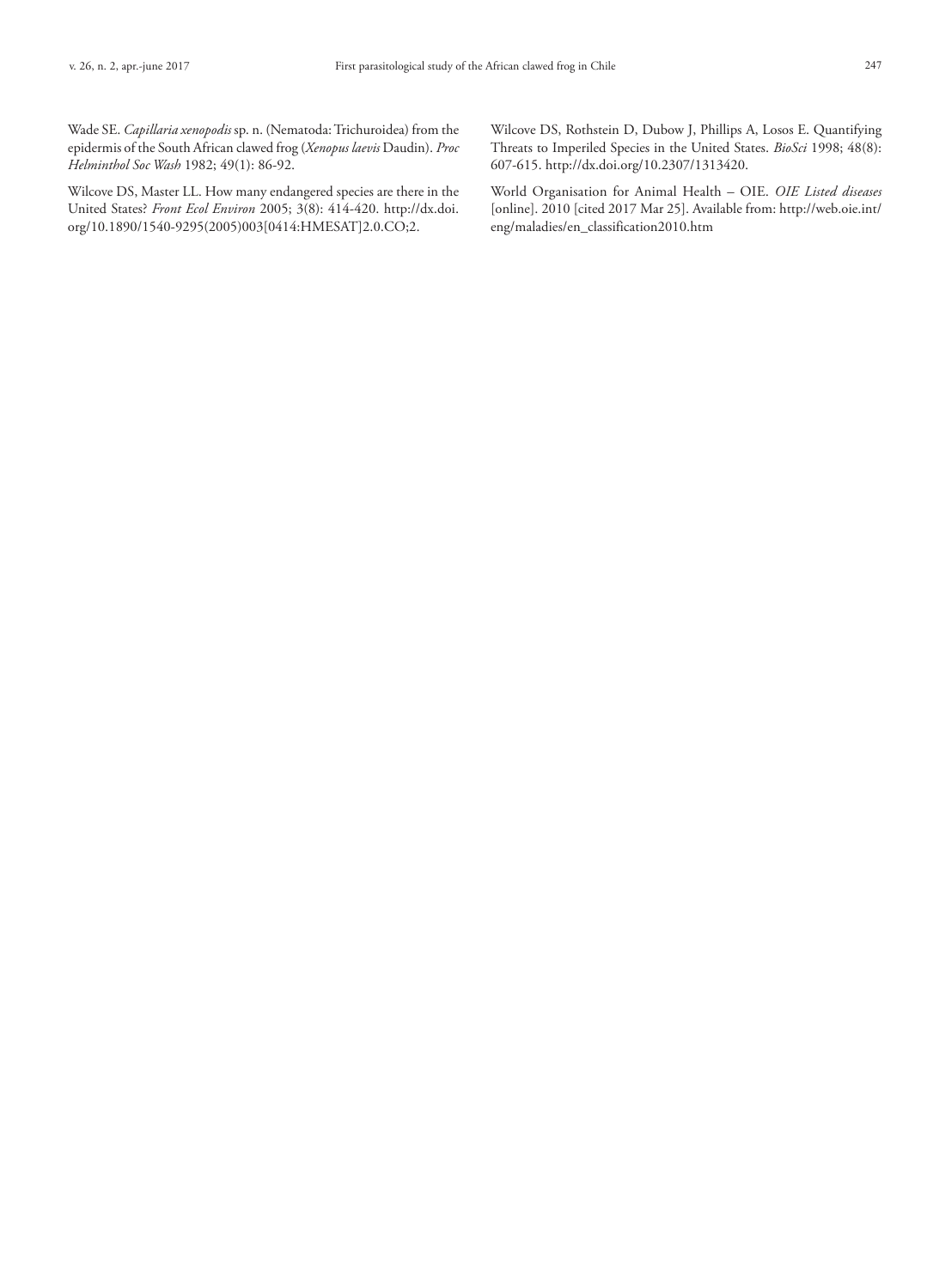Wade SE. *Capillaria xenopodis* sp. n. (Nematoda: Trichuroidea) from the epidermis of the South African clawed frog (*Xenopus laevis* Daudin). *Proc Helminthol Soc Wash* 1982; 49(1): 86-92.

Wilcove DS, Master LL. How many endangered species are there in the United States? *Front Ecol Environ* 2005; 3(8): 414-420. http://dx.doi.org/10.1890/1540-9295(2005)003[0414:HMESAT]2.0.CO;2.

Wilcove DS, Rothstein D, Dubow J, Phillips A, Losos E. Quantifying Threats to Imperiled Species in the United States. *BioSci* 1998; 48(8): 607-615. http://dx.doi.org/10.2307/1313420.

World Organisation for Animal Health – OIE. *OIE Listed diseases* [online]. 2010 [cited 2017 Mar 25]. Available from: http://web.oie.int/eng/maladies/en_classification2010.htm